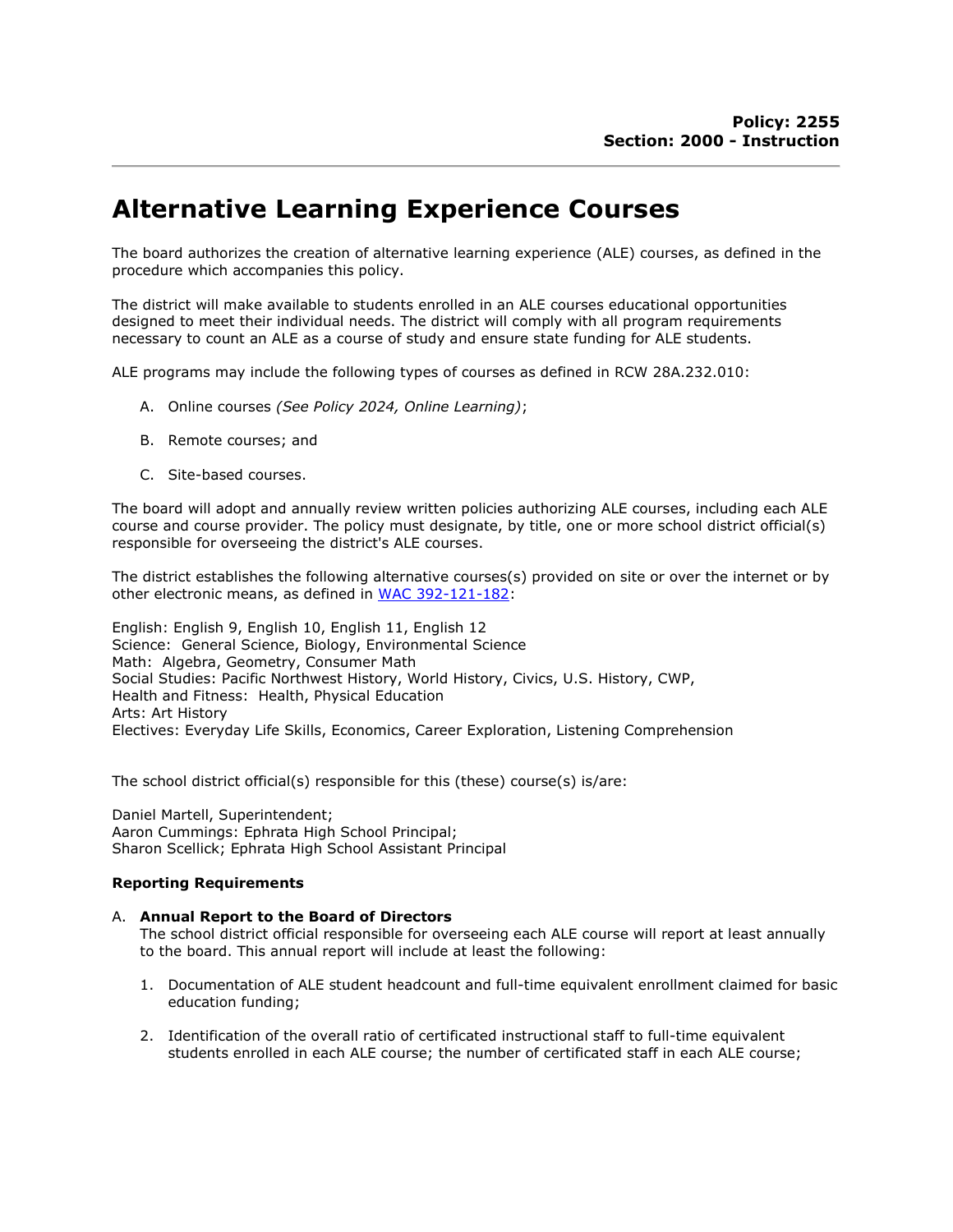**Policy: 2255**
**Section: 2000 - Instruction**

# Alternative Learning Experience Courses

The board authorizes the creation of alternative learning experience (ALE) courses, as defined in the procedure which accompanies this policy.

The district will make available to students enrolled in an ALE courses educational opportunities designed to meet their individual needs. The district will comply with all program requirements necessary to count an ALE as a course of study and ensure state funding for ALE students.

ALE programs may include the following types of courses as defined in RCW 28A.232.010:

A. Online courses *(See Policy 2024, Online Learning)*;

B. Remote courses; and

C. Site-based courses.

The board will adopt and annually review written policies authorizing ALE courses, including each ALE course and course provider. The policy must designate, by title, one or more school district official(s) responsible for overseeing the district's ALE courses.

The district establishes the following alternative courses(s) provided on site or over the internet or by other electronic means, as defined in [WAC 392-121-182](WAC 392-121-182):

English: English 9, English 10, English 11, English 12
Science: General Science, Biology, Environmental Science
Math: Algebra, Geometry, Consumer Math
Social Studies: Pacific Northwest History, World History, Civics, U.S. History, CWP,
Health and Fitness: Health, Physical Education
Arts: Art History
Electives: Everyday Life Skills, Economics, Career Exploration, Listening Comprehension

The school district official(s) responsible for this (these) course(s) is/are:

Daniel Martell, Superintendent;
Aaron Cummings: Ephrata High School Principal;
Sharon Scellick; Ephrata High School Assistant Principal

**Reporting Requirements**

A. **Annual Report to the Board of Directors**
The school district official responsible for overseeing each ALE course will report at least annually to the board. This annual report will include at least the following:

1. Documentation of ALE student headcount and full-time equivalent enrollment claimed for basic education funding;

2. Identification of the overall ratio of certificated instructional staff to full-time equivalent students enrolled in each ALE course; the number of certificated staff in each ALE course;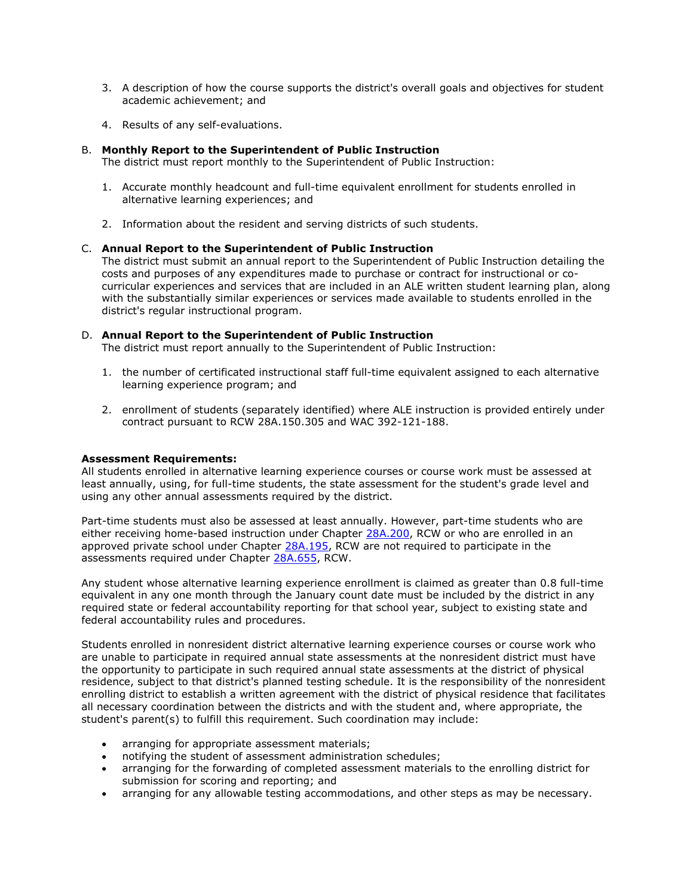3. A description of how the course supports the district's overall goals and objectives for student academic achievement; and

4. Results of any self-evaluations.

B. **Monthly Report to the Superintendent of Public Instruction**
The district must report monthly to the Superintendent of Public Instruction:

1. Accurate monthly headcount and full-time equivalent enrollment for students enrolled in alternative learning experiences; and

2. Information about the resident and serving districts of such students.

C. **Annual Report to the Superintendent of Public Instruction**
The district must submit an annual report to the Superintendent of Public Instruction detailing the costs and purposes of any expenditures made to purchase or contract for instructional or co-curricular experiences and services that are included in an ALE written student learning plan, along with the substantially similar experiences or services made available to students enrolled in the district's regular instructional program.

D. **Annual Report to the Superintendent of Public Instruction**
The district must report annually to the Superintendent of Public Instruction:

1. the number of certificated instructional staff full-time equivalent assigned to each alternative learning experience program; and

2. enrollment of students (separately identified) where ALE instruction is provided entirely under contract pursuant to RCW 28A.150.305 and WAC 392-121-188.

**Assessment Requirements:**
All students enrolled in alternative learning experience courses or course work must be assessed at least annually, using, for full-time students, the state assessment for the student's grade level and using any other annual assessments required by the district.

Part-time students must also be assessed at least annually. However, part-time students who are either receiving home-based instruction under Chapter 28A.200, RCW or who are enrolled in an approved private school under Chapter 28A.195, RCW are not required to participate in the assessments required under Chapter 28A.655, RCW.

Any student whose alternative learning experience enrollment is claimed as greater than 0.8 full-time equivalent in any one month through the January count date must be included by the district in any required state or federal accountability reporting for that school year, subject to existing state and federal accountability rules and procedures.

Students enrolled in nonresident district alternative learning experience courses or course work who are unable to participate in required annual state assessments at the nonresident district must have the opportunity to participate in such required annual state assessments at the district of physical residence, subject to that district's planned testing schedule. It is the responsibility of the nonresident enrolling district to establish a written agreement with the district of physical residence that facilitates all necessary coordination between the districts and with the student and, where appropriate, the student's parent(s) to fulfill this requirement. Such coordination may include:

- arranging for appropriate assessment materials;
- notifying the student of assessment administration schedules;
- arranging for the forwarding of completed assessment materials to the enrolling district for submission for scoring and reporting; and
- arranging for any allowable testing accommodations, and other steps as may be necessary.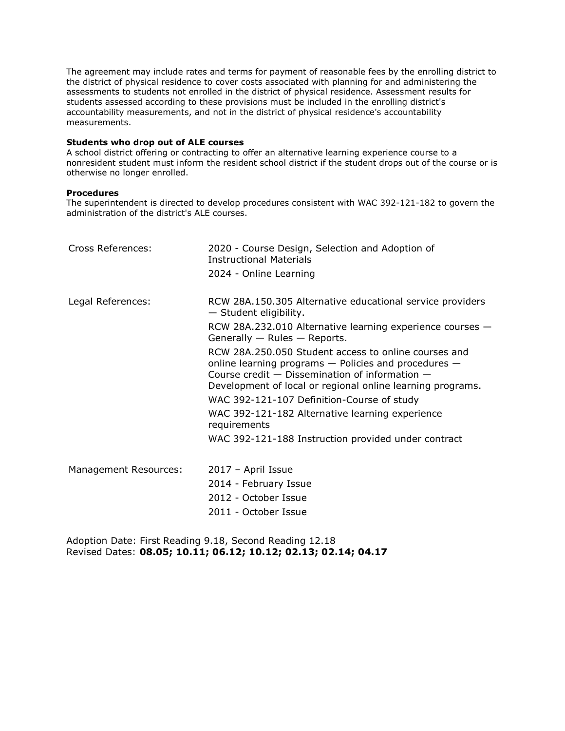The agreement may include rates and terms for payment of reasonable fees by the enrolling district to the district of physical residence to cover costs associated with planning for and administering the assessments to students not enrolled in the district of physical residence. Assessment results for students assessed according to these provisions must be included in the enrolling district's accountability measurements, and not in the district of physical residence's accountability measurements.

**Students who drop out of ALE courses**
A school district offering or contracting to offer an alternative learning experience course to a nonresident student must inform the resident school district if the student drops out of the course or is otherwise no longer enrolled.

**Procedures**
The superintendent is directed to develop procedures consistent with WAC 392-121-182 to govern the administration of the district's ALE courses.

| | |
|---|---|
| Cross References: | 2020 - Course Design, Selection and Adoption of Instructional Materials |
| | 2024 - Online Learning |
| Legal References: | RCW 28A.150.305 Alternative educational service providers — Student eligibility. |
| | RCW 28A.232.010 Alternative learning experience courses — Generally — Rules — Reports. |
| | RCW 28A.250.050 Student access to online courses and online learning programs — Policies and procedures — Course credit — Dissemination of information — Development of local or regional online learning programs. |
| | WAC 392-121-107 Definition-Course of study |
| | WAC 392-121-182 Alternative learning experience requirements |
| | WAC 392-121-188 Instruction provided under contract |
| Management Resources: | 2017 – April Issue |
| | 2014 - February Issue |
| | 2012 - October Issue |
| | 2011 - October Issue |

Adoption Date: First Reading 9.18, Second Reading 12.18
Revised Dates: **08.05; 10.11; 06.12; 10.12; 02.13; 02.14; 04.17**